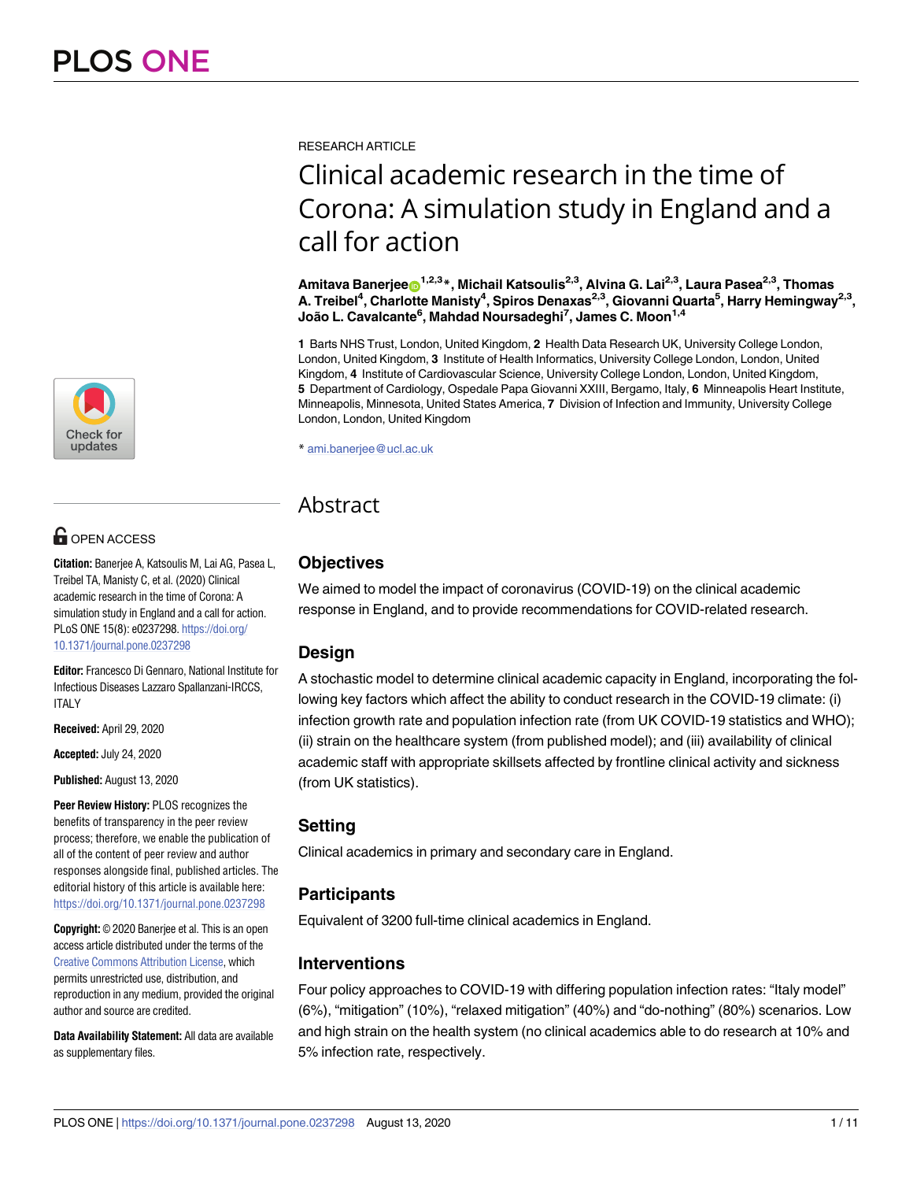RESEARCH ARTICLE

# Clinical academic research in the time of Corona: A simulation study in England and a call for action

**Amitava Banerjee[1,2,3]*, Michail Katsoulis[2,3], Alvina G. Lai[2,3], Laura Pasea[2,3], Thomas A. Treibel[4], Charlotte Manisty[4], Spiros Denaxas[2,3], Giovanni Quarta[5], Harry Hemingway[2,3], João L. Cavalcante[6], Mahdad Noursadeghi[7], James C. Moon[1,4]**

**1** Barts NHS Trust, London, United Kingdom, **2** Health Data Research UK, University College London, London, United Kingdom, **3** Institute of Health Informatics, University College London, London, United Kingdom, **4** Institute of Cardiovascular Science, University College London, London, United Kingdom, **5** Department of Cardiology, Ospedale Papa Giovanni XXIII, Bergamo, Italy, **6** Minneapolis Heart Institute, Minneapolis, Minnesota, United States America, **7** Division of Infection and Immunity, University College London, London, United Kingdom

* ami.banerjee@ucl.ac.uk

OPEN ACCESS

**Citation:** Banerjee A, Katsoulis M, Lai AG, Pasea L, Treibel TA, Manisty C, et al. (2020) Clinical academic research in the time of Corona: A simulation study in England and a call for action. PLoS ONE 15(8): e0237298. https://doi.org/10.1371/journal.pone.0237298

**Editor:** Francesco Di Gennaro, National Institute for Infectious Diseases Lazzaro Spallanzani-IRCCS, ITALY

**Received:** April 29, 2020

**Accepted:** July 24, 2020

**Published:** August 13, 2020

**Peer Review History:** PLOS recognizes the benefits of transparency in the peer review process; therefore, we enable the publication of all of the content of peer review and author responses alongside final, published articles. The editorial history of this article is available here: https://doi.org/10.1371/journal.pone.0237298

**Copyright:** © 2020 Banerjee et al. This is an open access article distributed under the terms of the Creative Commons Attribution License, which permits unrestricted use, distribution, and reproduction in any medium, provided the original author and source are credited.

**Data Availability Statement:** All data are available as supplementary files.

## Abstract

### Objectives

We aimed to model the impact of coronavirus (COVID-19) on the clinical academic response in England, and to provide recommendations for COVID-related research.

### Design

A stochastic model to determine clinical academic capacity in England, incorporating the following key factors which affect the ability to conduct research in the COVID-19 climate: (i) infection growth rate and population infection rate (from UK COVID-19 statistics and WHO); (ii) strain on the healthcare system (from published model); and (iii) availability of clinical academic staff with appropriate skillsets affected by frontline clinical activity and sickness (from UK statistics).

### Setting

Clinical academics in primary and secondary care in England.

### Participants

Equivalent of 3200 full-time clinical academics in England.

### Interventions

Four policy approaches to COVID-19 with differing population infection rates: "Italy model" (6%), "mitigation" (10%), "relaxed mitigation" (40%) and "do-nothing" (80%) scenarios. Low and high strain on the health system (no clinical academics able to do research at 10% and 5% infection rate, respectively.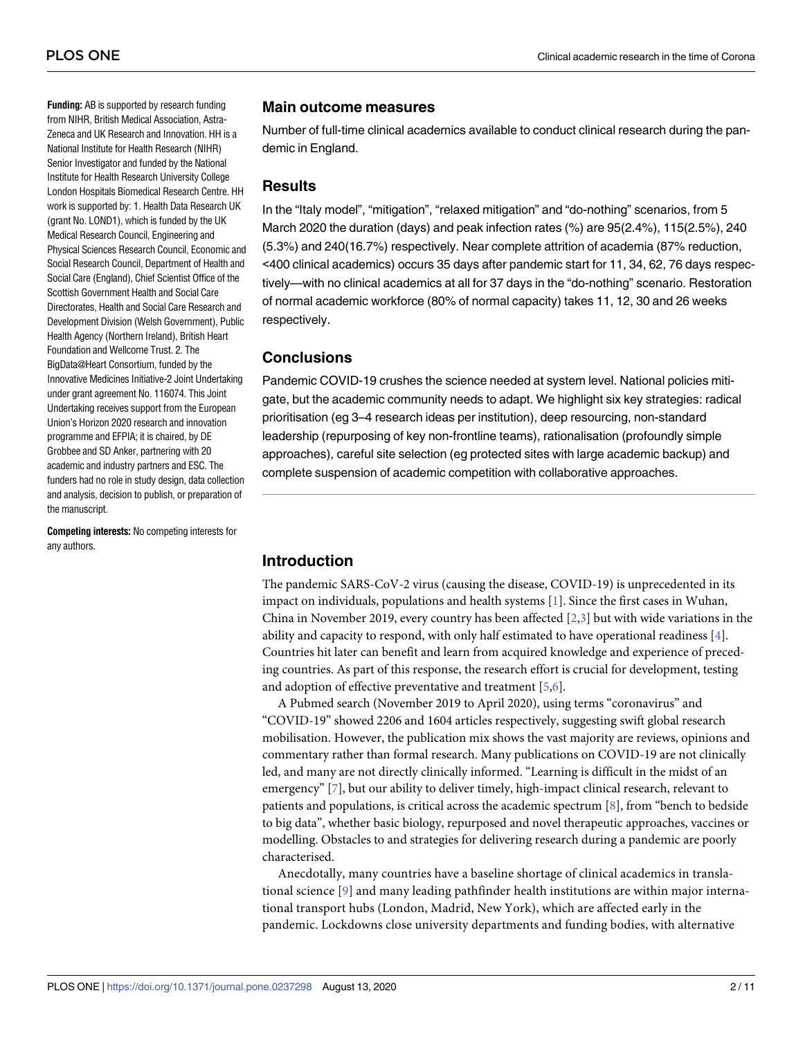**Funding:** AB is supported by research funding from NIHR, British Medical Association, Astra-Zeneca and UK Research and Innovation. HH is a National Institute for Health Research (NIHR) Senior Investigator and funded by the National Institute for Health Research University College London Hospitals Biomedical Research Centre. HH work is supported by: 1. Health Data Research UK (grant No. LOND1), which is funded by the UK Medical Research Council, Engineering and Physical Sciences Research Council, Economic and Social Research Council, Department of Health and Social Care (England), Chief Scientist Office of the Scottish Government Health and Social Care Directorates, Health and Social Care Research and Development Division (Welsh Government), Public Health Agency (Northern Ireland), British Heart Foundation and Wellcome Trust. 2. The BigData@Heart Consortium, funded by the Innovative Medicines Initiative-2 Joint Undertaking under grant agreement No. 116074. This Joint Undertaking receives support from the European Union's Horizon 2020 research and innovation programme and EFPIA; it is chaired, by DE Grobbee and SD Anker, partnering with 20 academic and industry partners and ESC. The funders had no role in study design, data collection and analysis, decision to publish, or preparation of the manuscript.

**Competing interests:** No competing interests for any authors.

## Main outcome measures

Number of full-time clinical academics available to conduct clinical research during the pandemic in England.

## Results

In the "Italy model", "mitigation", "relaxed mitigation" and "do-nothing" scenarios, from 5 March 2020 the duration (days) and peak infection rates (%) are 95(2.4%), 115(2.5%), 240 (5.3%) and 240(16.7%) respectively. Near complete attrition of academia (87% reduction, <400 clinical academics) occurs 35 days after pandemic start for 11, 34, 62, 76 days respectively—with no clinical academics at all for 37 days in the "do-nothing" scenario. Restoration of normal academic workforce (80% of normal capacity) takes 11, 12, 30 and 26 weeks respectively.

## Conclusions

Pandemic COVID-19 crushes the science needed at system level. National policies mitigate, but the academic community needs to adapt. We highlight six key strategies: radical prioritisation (eg 3–4 research ideas per institution), deep resourcing, non-standard leadership (repurposing of key non-frontline teams), rationalisation (profoundly simple approaches), careful site selection (eg protected sites with large academic backup) and complete suspension of academic competition with collaborative approaches.

## Introduction

The pandemic SARS-CoV-2 virus (causing the disease, COVID-19) is unprecedented in its impact on individuals, populations and health systems [1]. Since the first cases in Wuhan, China in November 2019, every country has been affected [2,3] but with wide variations in the ability and capacity to respond, with only half estimated to have operational readiness [4]. Countries hit later can benefit and learn from acquired knowledge and experience of preceding countries. As part of this response, the research effort is crucial for development, testing and adoption of effective preventative and treatment [5,6].

A Pubmed search (November 2019 to April 2020), using terms "coronavirus" and "COVID-19" showed 2206 and 1604 articles respectively, suggesting swift global research mobilisation. However, the publication mix shows the vast majority are reviews, opinions and commentary rather than formal research. Many publications on COVID-19 are not clinically led, and many are not directly clinically informed. "Learning is difficult in the midst of an emergency" [7], but our ability to deliver timely, high-impact clinical research, relevant to patients and populations, is critical across the academic spectrum [8], from "bench to bedside to big data", whether basic biology, repurposed and novel therapeutic approaches, vaccines or modelling. Obstacles to and strategies for delivering research during a pandemic are poorly characterised.

Anecdotally, many countries have a baseline shortage of clinical academics in translational science [9] and many leading pathfinder health institutions are within major international transport hubs (London, Madrid, New York), which are affected early in the pandemic. Lockdowns close university departments and funding bodies, with alternative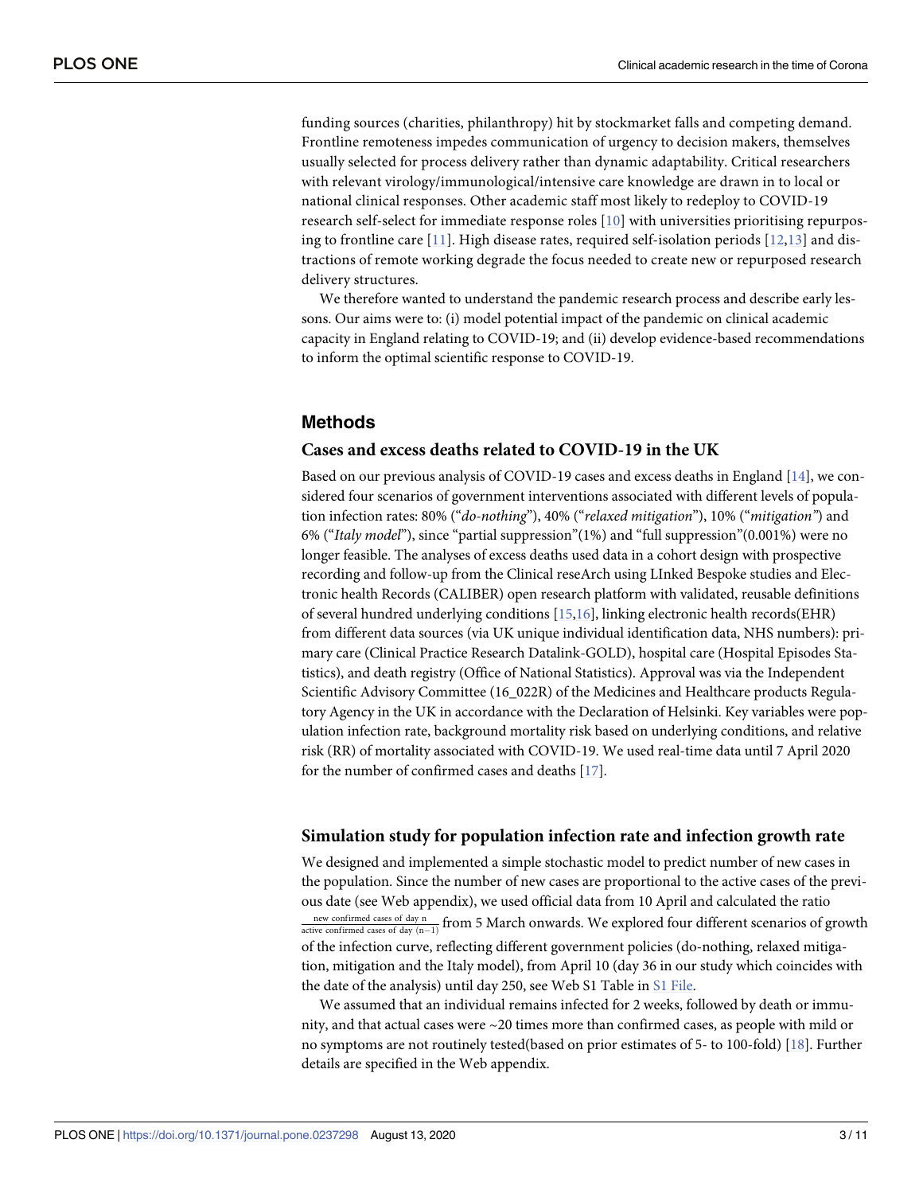funding sources (charities, philanthropy) hit by stockmarket falls and competing demand. Frontline remoteness impedes communication of urgency to decision makers, themselves usually selected for process delivery rather than dynamic adaptability. Critical researchers with relevant virology/immunological/intensive care knowledge are drawn in to local or national clinical responses. Other academic staff most likely to redeploy to COVID-19 research self-select for immediate response roles [10] with universities prioritising repurposing to frontline care [11]. High disease rates, required self-isolation periods [12,13] and distractions of remote working degrade the focus needed to create new or repurposed research delivery structures.

We therefore wanted to understand the pandemic research process and describe early lessons. Our aims were to: (i) model potential impact of the pandemic on clinical academic capacity in England relating to COVID-19; and (ii) develop evidence-based recommendations to inform the optimal scientific response to COVID-19.

## Methods

### Cases and excess deaths related to COVID-19 in the UK

Based on our previous analysis of COVID-19 cases and excess deaths in England [14], we considered four scenarios of government interventions associated with different levels of population infection rates: 80% ("*do-nothing*"), 40% ("*relaxed mitigation*"), 10% ("*mitigation"*) and 6% ("*Italy model*"), since "partial suppression"(1%) and "full suppression"(0.001%) were no longer feasible. The analyses of excess deaths used data in a cohort design with prospective recording and follow-up from the Clinical reseArch using LInked Bespoke studies and Electronic health Records (CALIBER) open research platform with validated, reusable definitions of several hundred underlying conditions [15,16], linking electronic health records(EHR) from different data sources (via UK unique individual identification data, NHS numbers): primary care (Clinical Practice Research Datalink-GOLD), hospital care (Hospital Episodes Statistics), and death registry (Office of National Statistics). Approval was via the Independent Scientific Advisory Committee (16_022R) of the Medicines and Healthcare products Regulatory Agency in the UK in accordance with the Declaration of Helsinki. Key variables were population infection rate, background mortality risk based on underlying conditions, and relative risk (RR) of mortality associated with COVID-19. We used real-time data until 7 April 2020 for the number of confirmed cases and deaths [17].

### Simulation study for population infection rate and infection growth rate

We designed and implemented a simple stochastic model to predict number of new cases in the population. Since the number of new cases are proportional to the active cases of the previous date (see Web appendix), we used official data from 10 April and calculated the ratio $\frac{\text{new confirmed cases of day n}}{\text{active confirmed cases of day }(n-1)}$ from 5 March onwards. We explored four different scenarios of growth of the infection curve, reflecting different government policies (do-nothing, relaxed mitigation, mitigation and the Italy model), from April 10 (day 36 in our study which coincides with the date of the analysis) until day 250, see Web S1 Table in S1 File.

We assumed that an individual remains infected for 2 weeks, followed by death or immunity, and that actual cases were ~20 times more than confirmed cases, as people with mild or no symptoms are not routinely tested(based on prior estimates of 5- to 100-fold) [18]. Further details are specified in the Web appendix.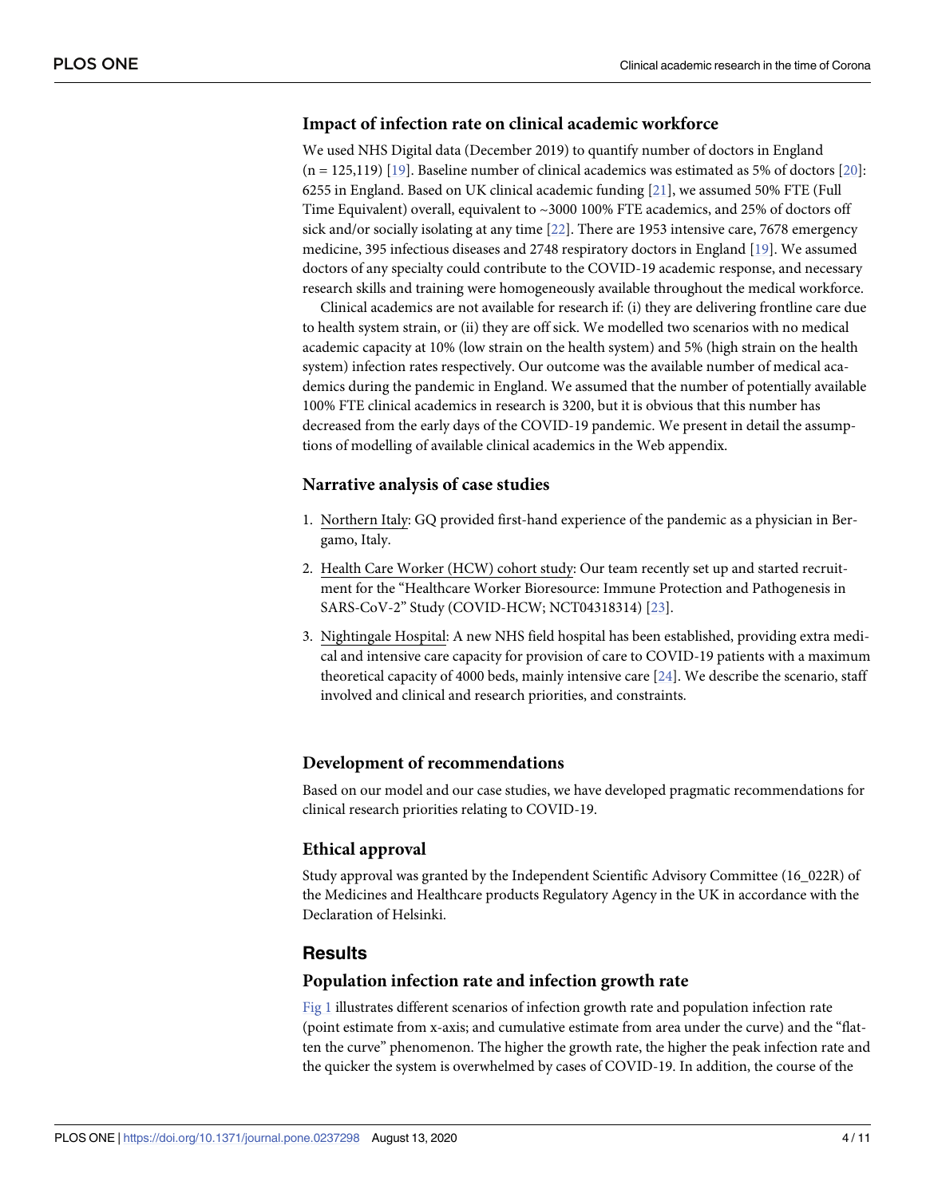### Impact of infection rate on clinical academic workforce

We used NHS Digital data (December 2019) to quantify number of doctors in England (n = 125,119) [19]. Baseline number of clinical academics was estimated as 5% of doctors [20]: 6255 in England. Based on UK clinical academic funding [21], we assumed 50% FTE (Full Time Equivalent) overall, equivalent to ~3000 100% FTE academics, and 25% of doctors off sick and/or socially isolating at any time [22]. There are 1953 intensive care, 7678 emergency medicine, 395 infectious diseases and 2748 respiratory doctors in England [19]. We assumed doctors of any specialty could contribute to the COVID-19 academic response, and necessary research skills and training were homogeneously available throughout the medical workforce.

Clinical academics are not available for research if: (i) they are delivering frontline care due to health system strain, or (ii) they are off sick. We modelled two scenarios with no medical academic capacity at 10% (low strain on the health system) and 5% (high strain on the health system) infection rates respectively. Our outcome was the available number of medical academics during the pandemic in England. We assumed that the number of potentially available 100% FTE clinical academics in research is 3200, but it is obvious that this number has decreased from the early days of the COVID-19 pandemic. We present in detail the assumptions of modelling of available clinical academics in the Web appendix.

### Narrative analysis of case studies

1. Northern Italy: GQ provided first-hand experience of the pandemic as a physician in Bergamo, Italy.
2. Health Care Worker (HCW) cohort study: Our team recently set up and started recruitment for the "Healthcare Worker Bioresource: Immune Protection and Pathogenesis in SARS-CoV-2" Study (COVID-HCW; NCT04318314) [23].
3. Nightingale Hospital: A new NHS field hospital has been established, providing extra medical and intensive care capacity for provision of care to COVID-19 patients with a maximum theoretical capacity of 4000 beds, mainly intensive care [24]. We describe the scenario, staff involved and clinical and research priorities, and constraints.

### Development of recommendations

Based on our model and our case studies, we have developed pragmatic recommendations for clinical research priorities relating to COVID-19.

### Ethical approval

Study approval was granted by the Independent Scientific Advisory Committee (16_022R) of the Medicines and Healthcare products Regulatory Agency in the UK in accordance with the Declaration of Helsinki.

## Results

### Population infection rate and infection growth rate

Fig 1 illustrates different scenarios of infection growth rate and population infection rate (point estimate from x-axis; and cumulative estimate from area under the curve) and the "flatten the curve" phenomenon. The higher the growth rate, the higher the peak infection rate and the quicker the system is overwhelmed by cases of COVID-19. In addition, the course of the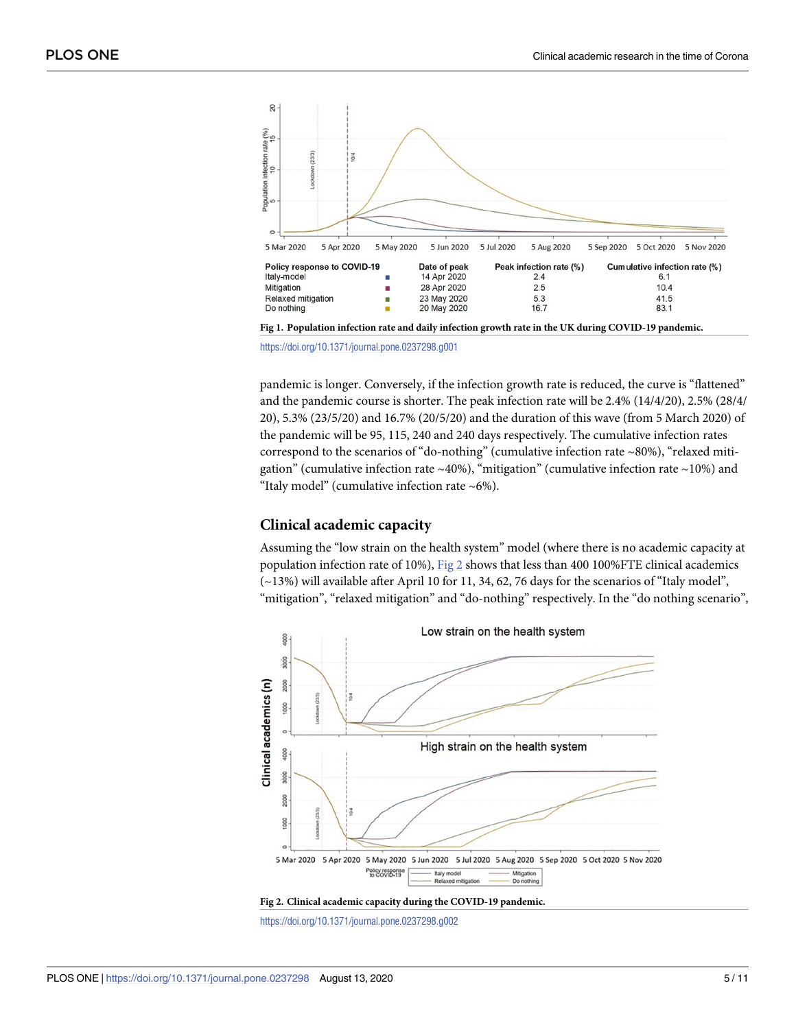| Policy response to COVID-19 | | Date of peak | Peak infection rate (%) | Cumulative infection rate (%) |
|---|---|---|---|---|
| Italy-model | ■ | 14 Apr 2020 | 2.4 | 6.1 |
| Mitigation | ■ | 28 Apr 2020 | 2.5 | 10.4 |
| Relaxed mitigation | ■ | 23 May 2020 | 5.3 | 41.5 |
| Do nothing | ■ | 20 May 2020 | 16.7 | 83.1 |

**Fig 1. Population infection rate and daily infection growth rate in the UK during COVID-19 pandemic.**

https://doi.org/10.1371/journal.pone.0237298.g001

pandemic is longer. Conversely, if the infection growth rate is reduced, the curve is "flattened" and the pandemic course is shorter. The peak infection rate will be 2.4% (14/4/20), 2.5% (28/4/20), 5.3% (23/5/20) and 16.7% (20/5/20) and the duration of this wave (from 5 March 2020) of the pandemic will be 95, 115, 240 and 240 days respectively. The cumulative infection rates correspond to the scenarios of "do-nothing" (cumulative infection rate ~80%), "relaxed mitigation" (cumulative infection rate ~40%), "mitigation" (cumulative infection rate ~10%) and "Italy model" (cumulative infection rate ~6%).

## Clinical academic capacity

Assuming the "low strain on the health system" model (where there is no academic capacity at population infection rate of 10%), Fig 2 shows that less than 400 100%FTE clinical academics (~13%) will available after April 10 for 11, 34, 62, 76 days for the scenarios of "Italy model", "mitigation", "relaxed mitigation" and "do-nothing" respectively. In the "do nothing scenario",

**Fig 2. Clinical academic capacity during the COVID-19 pandemic.**

https://doi.org/10.1371/journal.pone.0237298.g002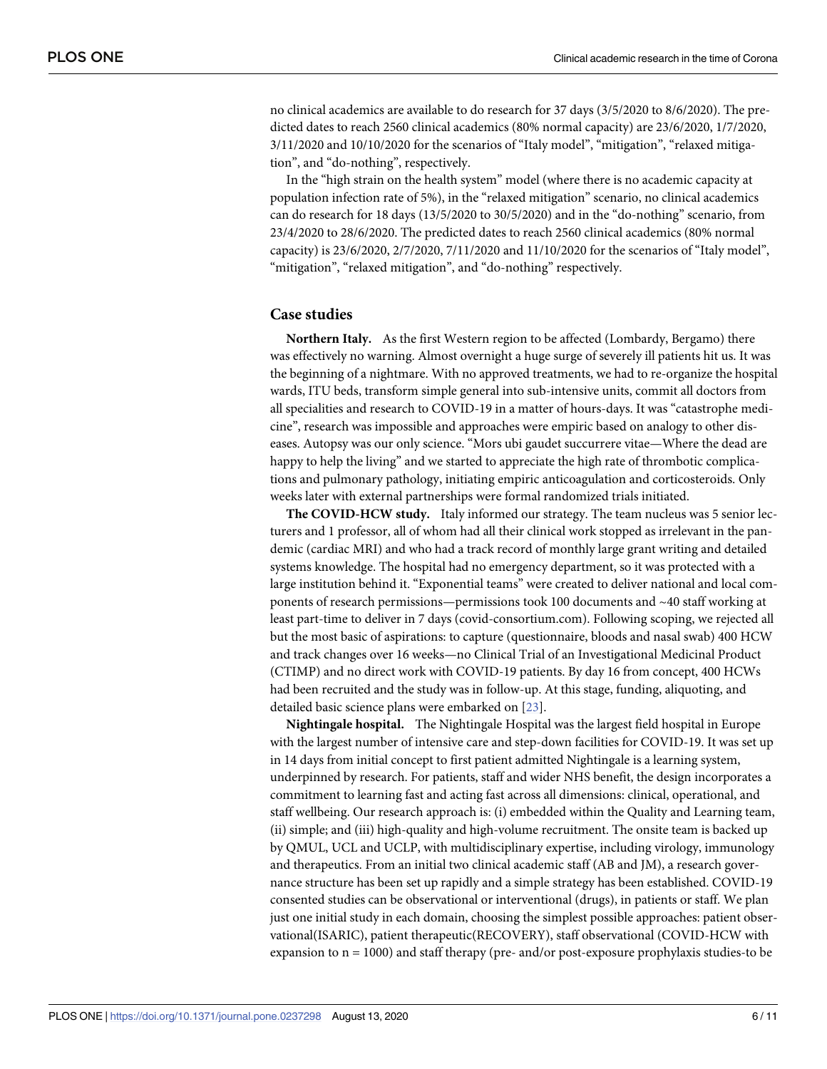no clinical academics are available to do research for 37 days (3/5/2020 to 8/6/2020). The predicted dates to reach 2560 clinical academics (80% normal capacity) are 23/6/2020, 1/7/2020, 3/11/2020 and 10/10/2020 for the scenarios of "Italy model", "mitigation", "relaxed mitigation", and "do-nothing", respectively.

In the "high strain on the health system" model (where there is no academic capacity at population infection rate of 5%), in the "relaxed mitigation" scenario, no clinical academics can do research for 18 days (13/5/2020 to 30/5/2020) and in the "do-nothing" scenario, from 23/4/2020 to 28/6/2020. The predicted dates to reach 2560 clinical academics (80% normal capacity) is 23/6/2020, 2/7/2020, 7/11/2020 and 11/10/2020 for the scenarios of "Italy model", "mitigation", "relaxed mitigation", and "do-nothing" respectively.

## Case studies

**Northern Italy.** As the first Western region to be affected (Lombardy, Bergamo) there was effectively no warning. Almost overnight a huge surge of severely ill patients hit us. It was the beginning of a nightmare. With no approved treatments, we had to re-organize the hospital wards, ITU beds, transform simple general into sub-intensive units, commit all doctors from all specialities and research to COVID-19 in a matter of hours-days. It was "catastrophe medicine", research was impossible and approaches were empiric based on analogy to other diseases. Autopsy was our only science. "Mors ubi gaudet succurrere vitae—Where the dead are happy to help the living" and we started to appreciate the high rate of thrombotic complications and pulmonary pathology, initiating empiric anticoagulation and corticosteroids. Only weeks later with external partnerships were formal randomized trials initiated.

**The COVID-HCW study.** Italy informed our strategy. The team nucleus was 5 senior lecturers and 1 professor, all of whom had all their clinical work stopped as irrelevant in the pandemic (cardiac MRI) and who had a track record of monthly large grant writing and detailed systems knowledge. The hospital had no emergency department, so it was protected with a large institution behind it. "Exponential teams" were created to deliver national and local components of research permissions—permissions took 100 documents and ~40 staff working at least part-time to deliver in 7 days (covid-consortium.com). Following scoping, we rejected all but the most basic of aspirations: to capture (questionnaire, bloods and nasal swab) 400 HCW and track changes over 16 weeks—no Clinical Trial of an Investigational Medicinal Product (CTIMP) and no direct work with COVID-19 patients. By day 16 from concept, 400 HCWs had been recruited and the study was in follow-up. At this stage, funding, aliquoting, and detailed basic science plans were embarked on [23].

**Nightingale hospital.** The Nightingale Hospital was the largest field hospital in Europe with the largest number of intensive care and step-down facilities for COVID-19. It was set up in 14 days from initial concept to first patient admitted Nightingale is a learning system, underpinned by research. For patients, staff and wider NHS benefit, the design incorporates a commitment to learning fast and acting fast across all dimensions: clinical, operational, and staff wellbeing. Our research approach is: (i) embedded within the Quality and Learning team, (ii) simple; and (iii) high-quality and high-volume recruitment. The onsite team is backed up by QMUL, UCL and UCLP, with multidisciplinary expertise, including virology, immunology and therapeutics. From an initial two clinical academic staff (AB and JM), a research governance structure has been set up rapidly and a simple strategy has been established. COVID-19 consented studies can be observational or interventional (drugs), in patients or staff. We plan just one initial study in each domain, choosing the simplest possible approaches: patient observational(ISARIC), patient therapeutic(RECOVERY), staff observational (COVID-HCW with expansion to n = 1000) and staff therapy (pre- and/or post-exposure prophylaxis studies-to be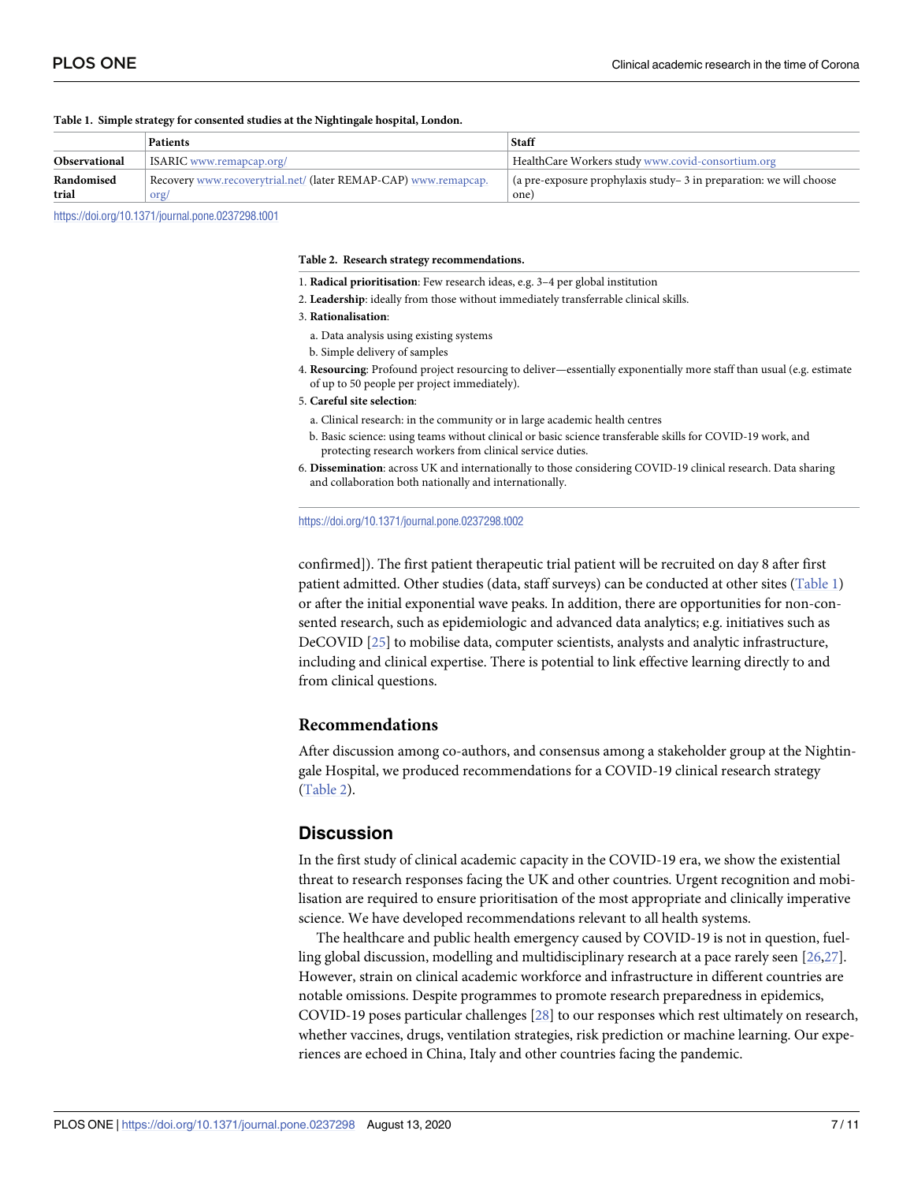**Table 1. Simple strategy for consented studies at the Nightingale hospital, London.**

| | Patients | Staff |
|---|---|---|
| **Observational** | ISARIC www.remapcap.org/ | HealthCare Workers study www.covid-consortium.org |
| **Randomised trial** | Recovery www.recoverytrial.net/ (later REMAP-CAP) www.remapcap.org/ | (a pre-exposure prophylaxis study– 3 in preparation: we will choose one) |

https://doi.org/10.1371/journal.pone.0237298.t001

**Table 2. Research strategy recommendations.**

1. **Radical prioritisation**: Few research ideas, e.g. 3–4 per global institution
2. **Leadership**: ideally from those without immediately transferrable clinical skills.
3. **Rationalisation**:
   a. Data analysis using existing systems
   b. Simple delivery of samples
4. **Resourcing**: Profound project resourcing to deliver—essentially exponentially more staff than usual (e.g. estimate of up to 50 people per project immediately).
5. **Careful site selection**:
   a. Clinical research: in the community or in large academic health centres
   b. Basic science: using teams without clinical or basic science transferable skills for COVID-19 work, and protecting research workers from clinical service duties.
6. **Dissemination**: across UK and internationally to those considering COVID-19 clinical research. Data sharing and collaboration both nationally and internationally.

https://doi.org/10.1371/journal.pone.0237298.t002

confirmed]). The first patient therapeutic trial patient will be recruited on day 8 after first patient admitted. Other studies (data, staff surveys) can be conducted at other sites (Table 1) or after the initial exponential wave peaks. In addition, there are opportunities for non-consented research, such as epidemiologic and advanced data analytics; e.g. initiatives such as DeCOVID [25] to mobilise data, computer scientists, analysts and analytic infrastructure, including clinical expertise. There is potential to link effective learning directly to and from clinical questions.

### Recommendations

After discussion among co-authors, and consensus among a stakeholder group at the Nightingale Hospital, we produced recommendations for a COVID-19 clinical research strategy (Table 2).

## Discussion

In the first study of clinical academic capacity in the COVID-19 era, we show the existential threat to research responses facing the UK and other countries. Urgent recognition and mobilisation are required to ensure prioritisation of the most appropriate and clinically imperative science. We have developed recommendations relevant to all health systems.

The healthcare and public health emergency caused by COVID-19 is not in question, fuelling global discussion, modelling and multidisciplinary research at a pace rarely seen [26,27]. However, strain on clinical academic workforce and infrastructure in different countries are notable omissions. Despite programmes to promote research preparedness in epidemics, COVID-19 poses particular challenges [28] to our responses which rest ultimately on research, whether vaccines, drugs, ventilation strategies, risk prediction or machine learning. Our experiences are echoed in China, Italy and other countries facing the pandemic.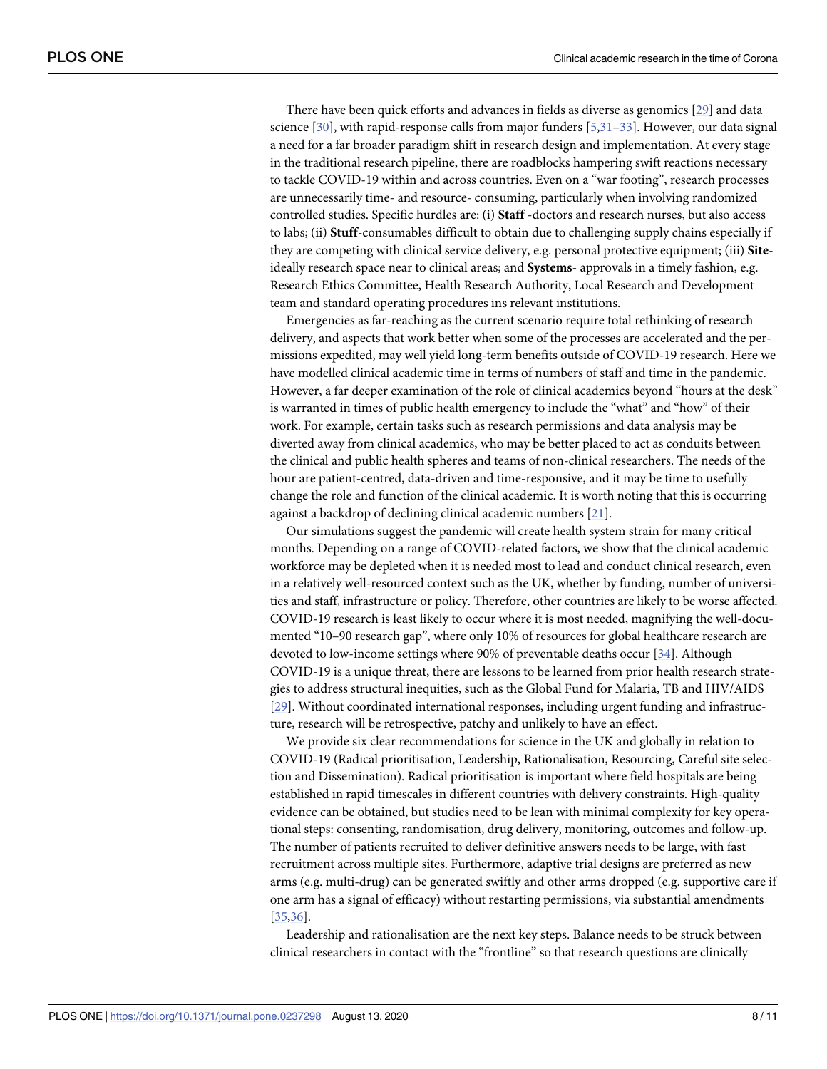There have been quick efforts and advances in fields as diverse as genomics [29] and data science [30], with rapid-response calls from major funders [5,31–33]. However, our data signal a need for a far broader paradigm shift in research design and implementation. At every stage in the traditional research pipeline, there are roadblocks hampering swift reactions necessary to tackle COVID-19 within and across countries. Even on a "war footing", research processes are unnecessarily time- and resource- consuming, particularly when involving randomized controlled studies. Specific hurdles are: (i) **Staff** -doctors and research nurses, but also access to labs; (ii) **Stuff**-consumables difficult to obtain due to challenging supply chains especially if they are competing with clinical service delivery, e.g. personal protective equipment; (iii) **Site**-ideally research space near to clinical areas; and **Systems**- approvals in a timely fashion, e.g. Research Ethics Committee, Health Research Authority, Local Research and Development team and standard operating procedures ins relevant institutions.

Emergencies as far-reaching as the current scenario require total rethinking of research delivery, and aspects that work better when some of the processes are accelerated and the permissions expedited, may well yield long-term benefits outside of COVID-19 research. Here we have modelled clinical academic time in terms of numbers of staff and time in the pandemic. However, a far deeper examination of the role of clinical academics beyond "hours at the desk" is warranted in times of public health emergency to include the "what" and "how" of their work. For example, certain tasks such as research permissions and data analysis may be diverted away from clinical academics, who may be better placed to act as conduits between the clinical and public health spheres and teams of non-clinical researchers. The needs of the hour are patient-centred, data-driven and time-responsive, and it may be time to usefully change the role and function of the clinical academic. It is worth noting that this is occurring against a backdrop of declining clinical academic numbers [21].

Our simulations suggest the pandemic will create health system strain for many critical months. Depending on a range of COVID-related factors, we show that the clinical academic workforce may be depleted when it is needed most to lead and conduct clinical research, even in a relatively well-resourced context such as the UK, whether by funding, number of universities and staff, infrastructure or policy. Therefore, other countries are likely to be worse affected. COVID-19 research is least likely to occur where it is most needed, magnifying the well-documented "10–90 research gap", where only 10% of resources for global healthcare research are devoted to low-income settings where 90% of preventable deaths occur [34]. Although COVID-19 is a unique threat, there are lessons to be learned from prior health research strategies to address structural inequities, such as the Global Fund for Malaria, TB and HIV/AIDS [29]. Without coordinated international responses, including urgent funding and infrastructure, research will be retrospective, patchy and unlikely to have an effect.

We provide six clear recommendations for science in the UK and globally in relation to COVID-19 (Radical prioritisation, Leadership, Rationalisation, Resourcing, Careful site selection and Dissemination). Radical prioritisation is important where field hospitals are being established in rapid timescales in different countries with delivery constraints. High-quality evidence can be obtained, but studies need to be lean with minimal complexity for key operational steps: consenting, randomisation, drug delivery, monitoring, outcomes and follow-up. The number of patients recruited to deliver definitive answers needs to be large, with fast recruitment across multiple sites. Furthermore, adaptive trial designs are preferred as new arms (e.g. multi-drug) can be generated swiftly and other arms dropped (e.g. supportive care if one arm has a signal of efficacy) without restarting permissions, via substantial amendments [35,36].

Leadership and rationalisation are the next key steps. Balance needs to be struck between clinical researchers in contact with the "frontline" so that research questions are clinically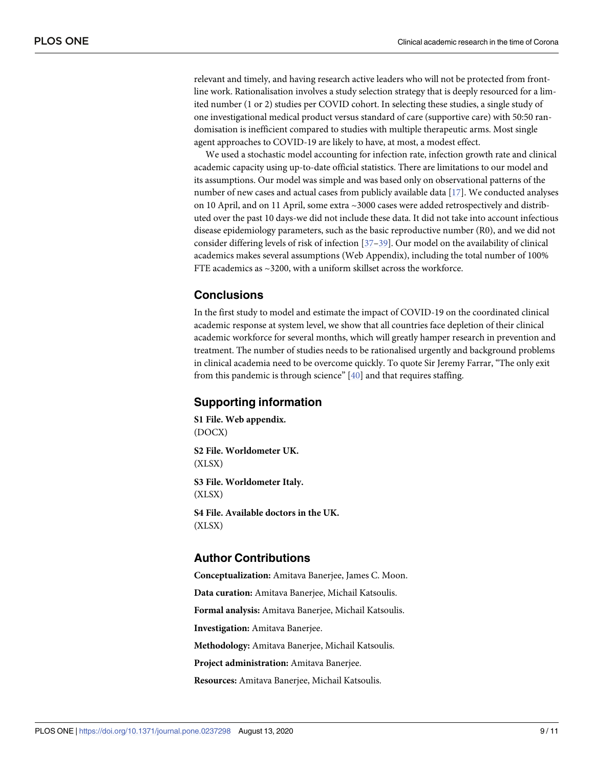relevant and timely, and having research active leaders who will not be protected from front-line work. Rationalisation involves a study selection strategy that is deeply resourced for a limited number (1 or 2) studies per COVID cohort. In selecting these studies, a single study of one investigational medical product versus standard of care (supportive care) with 50:50 randomisation is inefficient compared to studies with multiple therapeutic arms. Most single agent approaches to COVID-19 are likely to have, at most, a modest effect.

We used a stochastic model accounting for infection rate, infection growth rate and clinical academic capacity using up-to-date official statistics. There are limitations to our model and its assumptions. Our model was simple and was based only on observational patterns of the number of new cases and actual cases from publicly available data [17]. We conducted analyses on 10 April, and on 11 April, some extra ~3000 cases were added retrospectively and distributed over the past 10 days-we did not include these data. It did not take into account infectious disease epidemiology parameters, such as the basic reproductive number (R0), and we did not consider differing levels of risk of infection [37–39]. Our model on the availability of clinical academics makes several assumptions (Web Appendix), including the total number of 100% FTE academics as ~3200, with a uniform skillset across the workforce.

## Conclusions

In the first study to model and estimate the impact of COVID-19 on the coordinated clinical academic response at system level, we show that all countries face depletion of their clinical academic workforce for several months, which will greatly hamper research in prevention and treatment. The number of studies needs to be rationalised urgently and background problems in clinical academia need to be overcome quickly. To quote Sir Jeremy Farrar, "The only exit from this pandemic is through science" [40] and that requires staffing.

## Supporting information

**S1 File. Web appendix.**
(DOCX)

**S2 File. Worldometer UK.**
(XLSX)

**S3 File. Worldometer Italy.**
(XLSX)

**S4 File. Available doctors in the UK.**
(XLSX)

## Author Contributions

**Conceptualization:** Amitava Banerjee, James C. Moon.

**Data curation:** Amitava Banerjee, Michail Katsoulis.

**Formal analysis:** Amitava Banerjee, Michail Katsoulis.

**Investigation:** Amitava Banerjee.

**Methodology:** Amitava Banerjee, Michail Katsoulis.

**Project administration:** Amitava Banerjee.

**Resources:** Amitava Banerjee, Michail Katsoulis.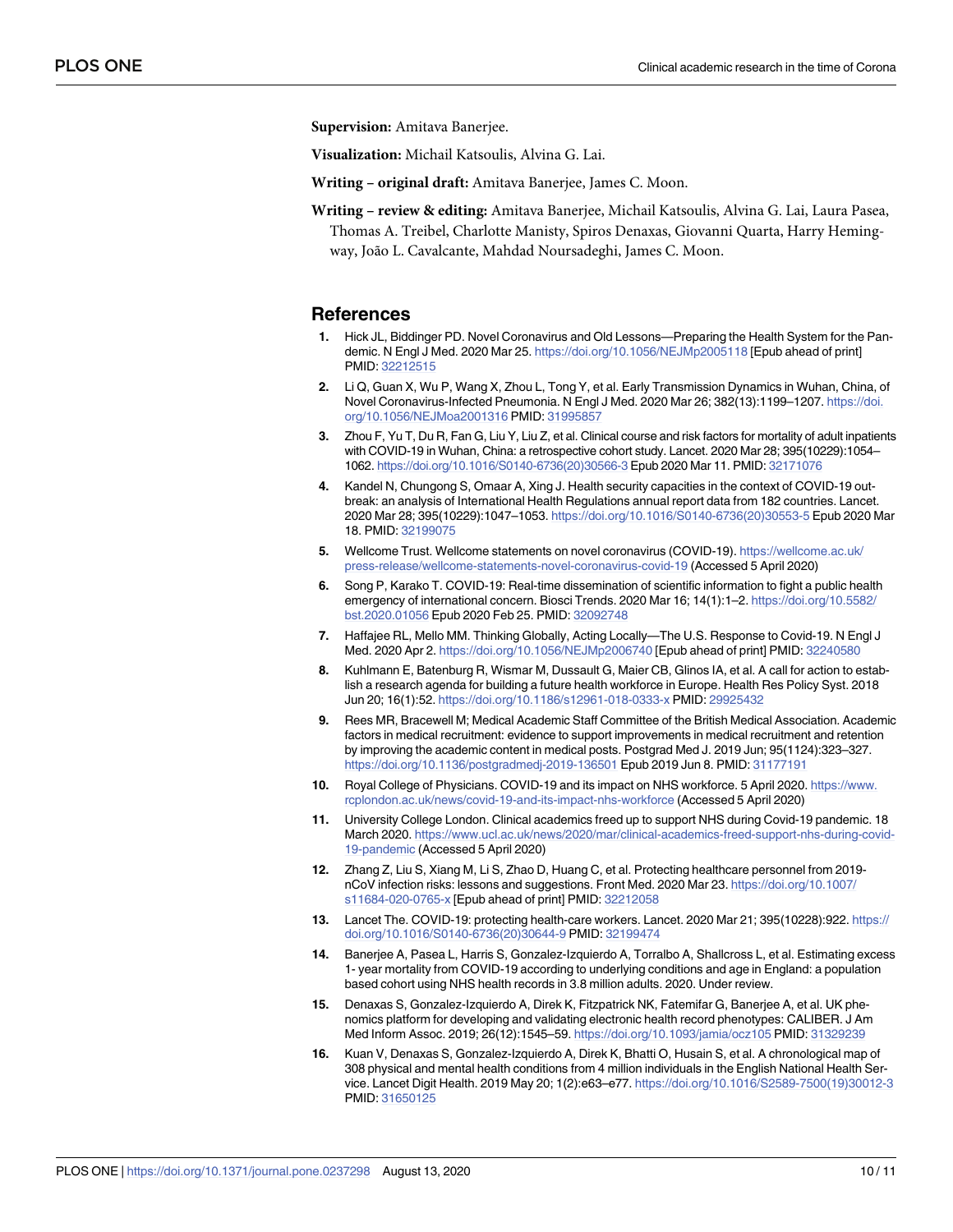**Supervision:** Amitava Banerjee.

**Visualization:** Michail Katsoulis, Alvina G. Lai.

**Writing – original draft:** Amitava Banerjee, James C. Moon.

**Writing – review & editing:** Amitava Banerjee, Michail Katsoulis, Alvina G. Lai, Laura Pasea, Thomas A. Treibel, Charlotte Manisty, Spiros Denaxas, Giovanni Quarta, Harry Hemingway, João L. Cavalcante, Mahdad Noursadeghi, James C. Moon.

## References

1. Hick JL, Biddinger PD. Novel Coronavirus and Old Lessons—Preparing the Health System for the Pandemic. N Engl J Med. 2020 Mar 25. https://doi.org/10.1056/NEJMp2005118 [Epub ahead of print] PMID: 32212515
2. Li Q, Guan X, Wu P, Wang X, Zhou L, Tong Y, et al. Early Transmission Dynamics in Wuhan, China, of Novel Coronavirus-Infected Pneumonia. N Engl J Med. 2020 Mar 26; 382(13):1199–1207. https://doi.org/10.1056/NEJMoa2001316 PMID: 31995857
3. Zhou F, Yu T, Du R, Fan G, Liu Y, Liu Z, et al. Clinical course and risk factors for mortality of adult inpatients with COVID-19 in Wuhan, China: a retrospective cohort study. Lancet. 2020 Mar 28; 395(10229):1054–1062. https://doi.org/10.1016/S0140-6736(20)30566-3 Epub 2020 Mar 11. PMID: 32171076
4. Kandel N, Chungong S, Omaar A, Xing J. Health security capacities in the context of COVID-19 outbreak: an analysis of International Health Regulations annual report data from 182 countries. Lancet. 2020 Mar 28; 395(10229):1047–1053. https://doi.org/10.1016/S0140-6736(20)30553-5 Epub 2020 Mar 18. PMID: 32199075
5. Wellcome Trust. Wellcome statements on novel coronavirus (COVID-19). https://wellcome.ac.uk/press-release/wellcome-statements-novel-coronavirus-covid-19 (Accessed 5 April 2020)
6. Song P, Karako T. COVID-19: Real-time dissemination of scientific information to fight a public health emergency of international concern. Biosci Trends. 2020 Mar 16; 14(1):1–2. https://doi.org/10.5582/bst.2020.01056 Epub 2020 Feb 25. PMID: 32092748
7. Haffajee RL, Mello MM. Thinking Globally, Acting Locally—The U.S. Response to Covid-19. N Engl J Med. 2020 Apr 2. https://doi.org/10.1056/NEJMp2006740 [Epub ahead of print] PMID: 32240580
8. Kuhlmann E, Batenburg R, Wismar M, Dussault G, Maier CB, Glinos IA, et al. A call for action to establish a research agenda for building a future health workforce in Europe. Health Res Policy Syst. 2018 Jun 20; 16(1):52. https://doi.org/10.1186/s12961-018-0333-x PMID: 29925432
9. Rees MR, Bracewell M; Medical Academic Staff Committee of the British Medical Association. Academic factors in medical recruitment: evidence to support improvements in medical recruitment and retention by improving the academic content in medical posts. Postgrad Med J. 2019 Jun; 95(1124):323–327. https://doi.org/10.1136/postgradmedj-2019-136501 Epub 2019 Jun 8. PMID: 31177191
10. Royal College of Physicians. COVID-19 and its impact on NHS workforce. 5 April 2020. https://www.rcplondon.ac.uk/news/covid-19-and-its-impact-nhs-workforce (Accessed 5 April 2020)
11. University College London. Clinical academics freed up to support NHS during Covid-19 pandemic. 18 March 2020. https://www.ucl.ac.uk/news/2020/mar/clinical-academics-freed-support-nhs-during-covid-19-pandemic (Accessed 5 April 2020)
12. Zhang Z, Liu S, Xiang M, Li S, Zhao D, Huang C, et al. Protecting healthcare personnel from 2019-nCoV infection risks: lessons and suggestions. Front Med. 2020 Mar 23. https://doi.org/10.1007/s11684-020-0765-x [Epub ahead of print] PMID: 32212058
13. Lancet The. COVID-19: protecting health-care workers. Lancet. 2020 Mar 21; 395(10228):922. https://doi.org/10.1016/S0140-6736(20)30644-9 PMID: 32199474
14. Banerjee A, Pasea L, Harris S, Gonzalez-Izquierdo A, Torralbo A, Shallcross L, et al. Estimating excess 1- year mortality from COVID-19 according to underlying conditions and age in England: a population based cohort using NHS health records in 3.8 million adults. 2020. Under review.
15. Denaxas S, Gonzalez-Izquierdo A, Direk K, Fitzpatrick NK, Fatemifar G, Banerjee A, et al. UK phenomics platform for developing and validating electronic health record phenotypes: CALIBER. J Am Med Inform Assoc. 2019; 26(12):1545–59. https://doi.org/10.1093/jamia/ocz105 PMID: 31329239
16. Kuan V, Denaxas S, Gonzalez-Izquierdo A, Direk K, Bhatti O, Husain S, et al. A chronological map of 308 physical and mental health conditions from 4 million individuals in the English National Health Service. Lancet Digit Health. 2019 May 20; 1(2):e63–e77. https://doi.org/10.1016/S2589-7500(19)30012-3 PMID: 31650125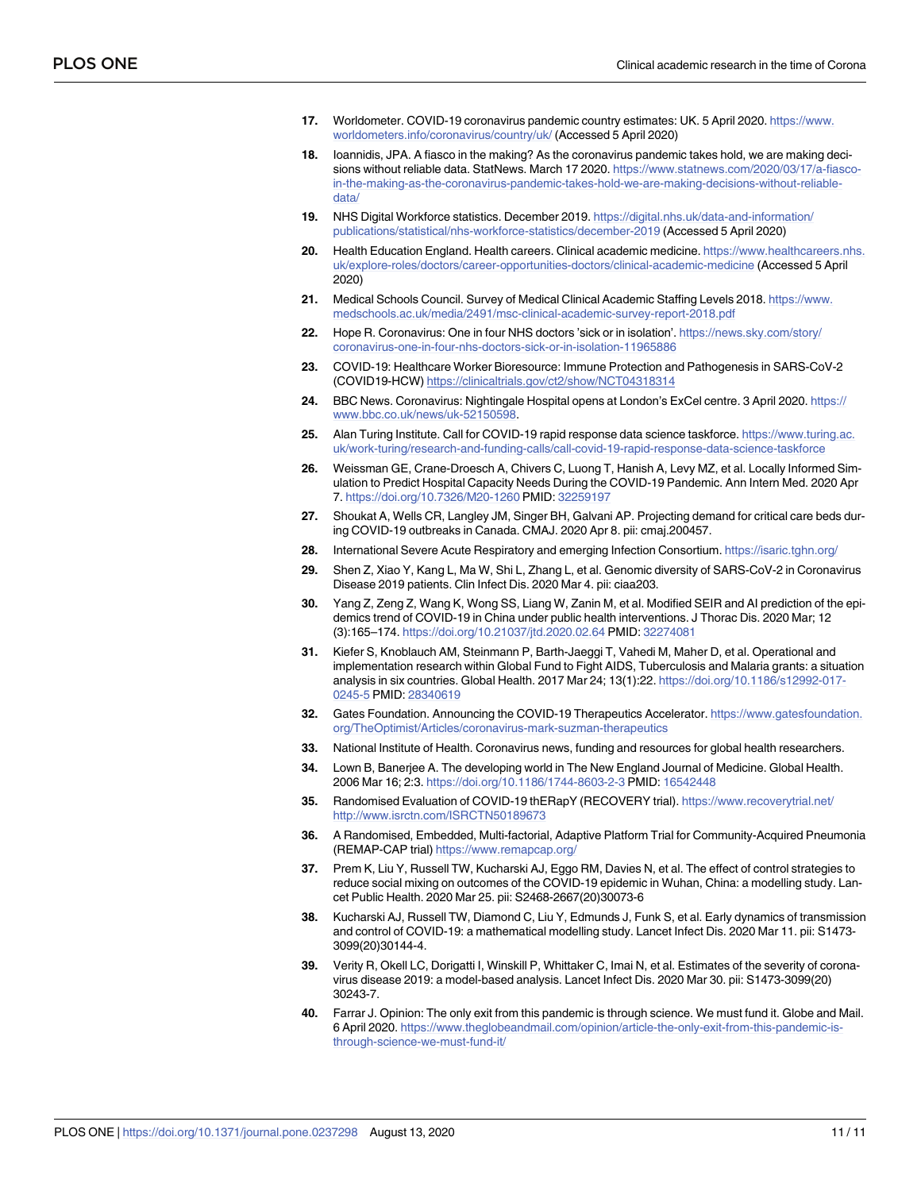17. Worldometer. COVID-19 coronavirus pandemic country estimates: UK. 5 April 2020. https://www.worldometers.info/coronavirus/country/uk/ (Accessed 5 April 2020)
18. Ioannidis, JPA. A fiasco in the making? As the coronavirus pandemic takes hold, we are making decisions without reliable data. StatNews. March 17 2020. https://www.statnews.com/2020/03/17/a-fiasco-in-the-making-as-the-coronavirus-pandemic-takes-hold-we-are-making-decisions-without-reliable-data/
19. NHS Digital Workforce statistics. December 2019. https://digital.nhs.uk/data-and-information/publications/statistical/nhs-workforce-statistics/december-2019 (Accessed 5 April 2020)
20. Health Education England. Health careers. Clinical academic medicine. https://www.healthcareers.nhs.uk/explore-roles/doctors/career-opportunities-doctors/clinical-academic-medicine (Accessed 5 April 2020)
21. Medical Schools Council. Survey of Medical Clinical Academic Staffing Levels 2018. https://www.medschools.ac.uk/media/2491/msc-clinical-academic-survey-report-2018.pdf
22. Hope R. Coronavirus: One in four NHS doctors 'sick or in isolation'. https://news.sky.com/story/coronavirus-one-in-four-nhs-doctors-sick-or-in-isolation-11965886
23. COVID-19: Healthcare Worker Bioresource: Immune Protection and Pathogenesis in SARS-CoV-2 (COVID19-HCW) https://clinicaltrials.gov/ct2/show/NCT04318314
24. BBC News. Coronavirus: Nightingale Hospital opens at London's ExCel centre. 3 April 2020. https://www.bbc.co.uk/news/uk-52150598.
25. Alan Turing Institute. Call for COVID-19 rapid response data science taskforce. https://www.turing.ac.uk/work-turing/research-and-funding-calls/call-covid-19-rapid-response-data-science-taskforce
26. Weissman GE, Crane-Droesch A, Chivers C, Luong T, Hanish A, Levy MZ, et al. Locally Informed Simulation to Predict Hospital Capacity Needs During the COVID-19 Pandemic. Ann Intern Med. 2020 Apr 7. https://doi.org/10.7326/M20-1260 PMID: 32259197
27. Shoukat A, Wells CR, Langley JM, Singer BH, Galvani AP. Projecting demand for critical care beds during COVID-19 outbreaks in Canada. CMAJ. 2020 Apr 8. pii: cmaj.200457.
28. International Severe Acute Respiratory and emerging Infection Consortium. https://isaric.tghn.org/
29. Shen Z, Xiao Y, Kang L, Ma W, Shi L, Zhang L, et al. Genomic diversity of SARS-CoV-2 in Coronavirus Disease 2019 patients. Clin Infect Dis. 2020 Mar 4. pii: ciaa203.
30. Yang Z, Zeng Z, Wang K, Wong SS, Liang W, Zanin M, et al. Modified SEIR and AI prediction of the epidemics trend of COVID-19 in China under public health interventions. J Thorac Dis. 2020 Mar; 12 (3):165–174. https://doi.org/10.21037/jtd.2020.02.64 PMID: 32274081
31. Kiefer S, Knoblauch AM, Steinmann P, Barth-Jaeggi T, Vahedi M, Maher D, et al. Operational and implementation research within Global Fund to Fight AIDS, Tuberculosis and Malaria grants: a situation analysis in six countries. Global Health. 2017 Mar 24; 13(1):22. https://doi.org/10.1186/s12992-017-0245-5 PMID: 28340619
32. Gates Foundation. Announcing the COVID-19 Therapeutics Accelerator. https://www.gatesfoundation.org/TheOptimist/Articles/coronavirus-mark-suzman-therapeutics
33. National Institute of Health. Coronavirus news, funding and resources for global health researchers.
34. Lown B, Banerjee A. The developing world in The New England Journal of Medicine. Global Health. 2006 Mar 16; 2:3. https://doi.org/10.1186/1744-8603-2-3 PMID: 16542448
35. Randomised Evaluation of COVID-19 thERapY (RECOVERY trial). https://www.recoverytrial.net/ http://www.isrctn.com/ISRCTN50189673
36. A Randomised, Embedded, Multi-factorial, Adaptive Platform Trial for Community-Acquired Pneumonia (REMAP-CAP trial) https://www.remapcap.org/
37. Prem K, Liu Y, Russell TW, Kucharski AJ, Eggo RM, Davies N, et al. The effect of control strategies to reduce social mixing on outcomes of the COVID-19 epidemic in Wuhan, China: a modelling study. Lancet Public Health. 2020 Mar 25. pii: S2468-2667(20)30073-6
38. Kucharski AJ, Russell TW, Diamond C, Liu Y, Edmunds J, Funk S, et al. Early dynamics of transmission and control of COVID-19: a mathematical modelling study. Lancet Infect Dis. 2020 Mar 11. pii: S1473-3099(20)30144-4.
39. Verity R, Okell LC, Dorigatti I, Winskill P, Whittaker C, Imai N, et al. Estimates of the severity of coronavirus disease 2019: a model-based analysis. Lancet Infect Dis. 2020 Mar 30. pii: S1473-3099(20) 30243-7.
40. Farrar J. Opinion: The only exit from this pandemic is through science. We must fund it. Globe and Mail. 6 April 2020. https://www.theglobeandmail.com/opinion/article-the-only-exit-from-this-pandemic-is-through-science-we-must-fund-it/